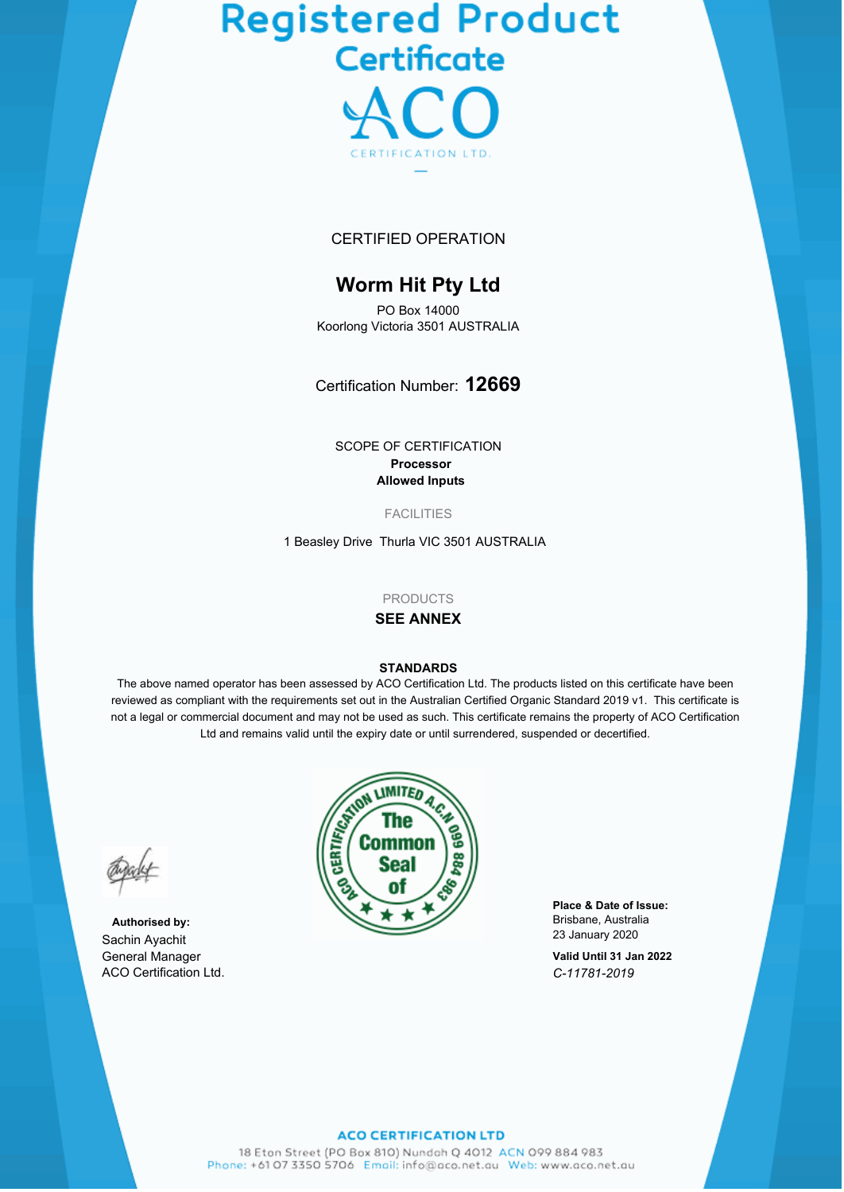# Registered Product Certificate

## ACO

CERTIFICATION LTD.

CERTIFIED OPERATION

## Worm Hit Pty Ltd

PO Box 14000
Koorlong Victoria 3501 AUSTRALIA

Certification Number: **12669**

SCOPE OF CERTIFICATION
**Processor**
**Allowed Inputs**

FACILITIES

1 Beasley Drive Thurla VIC 3501 AUSTRALIA

PRODUCTS
**SEE ANNEX**

**STANDARDS**
The above named operator has been assessed by ACO Certification Ltd. The products listed on this certificate have been reviewed as compliant with the requirements set out in the Australian Certified Organic Standard 2019 v1. This certificate is not a legal or commercial document and may not be used as such. This certificate remains the property of ACO Certification Ltd and remains valid until the expiry date or until surrendered, suspended or decertified.

ACO CERTIFICATION LIMITED A.C.N 099 884 983 The Common Seal of

**Authorised by:**
Sachin Ayachit
General Manager
ACO Certification Ltd.

**Place & Date of Issue:**
Brisbane, Australia
23 January 2020

**Valid Until 31 Jan 2022**
*C-11781-2019*

**ACO CERTIFICATION LTD**
18 Eton Street (PO Box 810) Nundah Q 4012 ACN 099 884 983
Phone: +61 07 3350 5706 Email: info@aco.net.au Web: www.aco.net.au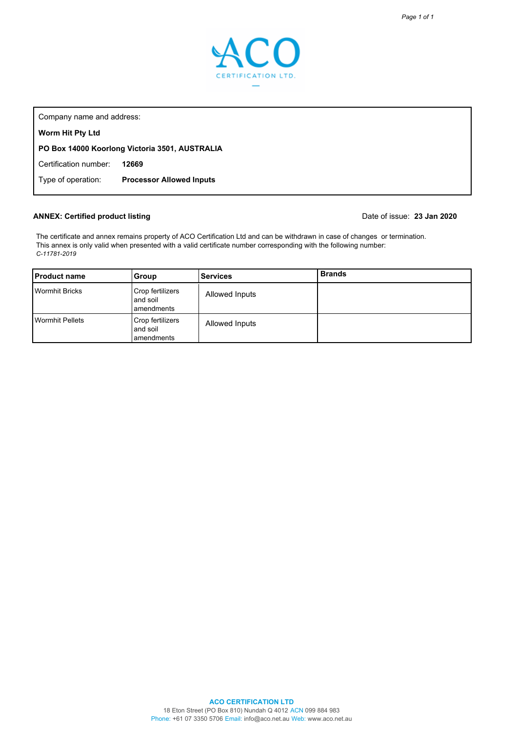ACO CERTIFICATION LTD.

| |
|---|
| Company name and address: |
| **Worm Hit Pty Ltd** |
| **PO Box 14000 Koorlong Victoria 3501, AUSTRALIA** |
| Certification number: **12669** |
| Type of operation: **Processor Allowed Inputs** |

**ANNEX: Certified product listing**

Date of issue: **23 Jan 2020**

The certificate and annex remains property of ACO Certification Ltd and can be withdrawn in case of changes or termination.
This annex is only valid when presented with a valid certificate number corresponding with the following number:
*C-11781-2019*

| Product name | Group | Services | Brands |
|---|---|---|---|
| Wormhit Bricks | Crop fertilizers and soil amendments | Allowed Inputs | |
| Wormhit Pellets | Crop fertilizers and soil amendments | Allowed Inputs | |

**ACO CERTIFICATION LTD**
18 Eton Street (PO Box 810) Nundah Q 4012 ACN 099 884 983
Phone: +61 07 3350 5706 Email: info@aco.net.au Web: www.aco.net.au